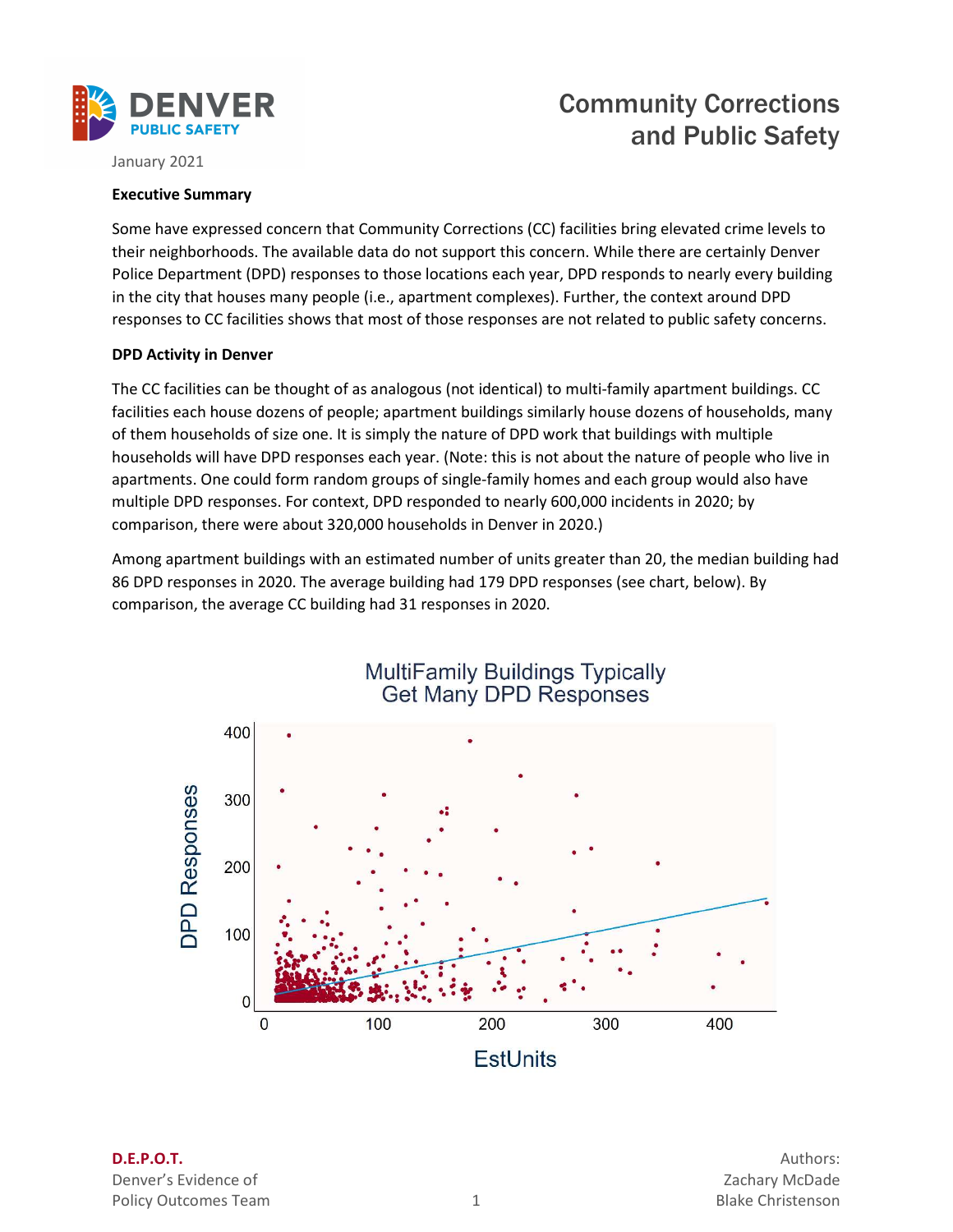DENVER PUBLIC SAFETY

January 2021

# Community Corrections and Public Safety

**Executive Summary**

Some have expressed concern that Community Corrections (CC) facilities bring elevated crime levels to their neighborhoods. The available data do not support this concern. While there are certainly Denver Police Department (DPD) responses to those locations each year, DPD responds to nearly every building in the city that houses many people (i.e., apartment complexes). Further, the context around DPD responses to CC facilities shows that most of those responses are not related to public safety concerns.

**DPD Activity in Denver**

The CC facilities can be thought of as analogous (not identical) to multi-family apartment buildings. CC facilities each house dozens of people; apartment buildings similarly house dozens of households, many of them households of size one. It is simply the nature of DPD work that buildings with multiple households will have DPD responses each year. (Note: this is not about the nature of people who live in apartments. One could form random groups of single-family homes and each group would also have multiple DPD responses. For context, DPD responded to nearly 600,000 incidents in 2020; by comparison, there were about 320,000 households in Denver in 2020.)

Among apartment buildings with an estimated number of units greater than 20, the median building had 86 DPD responses in 2020. The average building had 179 DPD responses (see chart, below). By comparison, the average CC building had 31 responses in 2020.

MultiFamily Buildings Typically Get Many DPD Responses

(Scatter plot: x-axis "EstUnits" 0–400; y-axis "DPD Responses" 0–400.)

**D.E.P.O.T.**
Denver's Evidence of Policy Outcomes Team

Authors:
Zachary McDade
Blake Christenson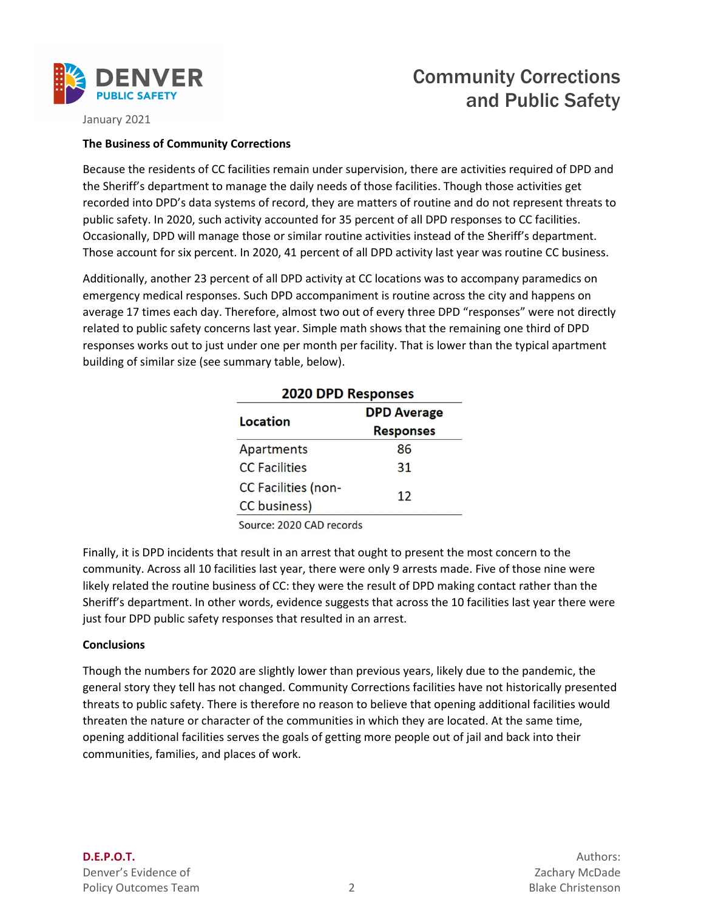### The Business of Community Corrections

Because the residents of CC facilities remain under supervision, there are activities required of DPD and the Sheriff's department to manage the daily needs of those facilities. Though those activities get recorded into DPD's data systems of record, they are matters of routine and do not represent threats to public safety. In 2020, such activity accounted for 35 percent of all DPD responses to CC facilities. Occasionally, DPD will manage those or similar routine activities instead of the Sheriff's department. Those account for six percent. In 2020, 41 percent of all DPD activity last year was routine CC business.

Additionally, another 23 percent of all DPD activity at CC locations was to accompany paramedics on emergency medical responses. Such DPD accompaniment is routine across the city and happens on average 17 times each day. Therefore, almost two out of every three DPD "responses" were not directly related to public safety concerns last year. Simple math shows that the remaining one third of DPD responses works out to just under one per month per facility. That is lower than the typical apartment building of similar size (see summary table, below).

**2020 DPD Responses**

| Location | DPD Average Responses |
|---|---|
| Apartments | 86 |
| CC Facilities | 31 |
| CC Facilities (non-CC business) | 12 |

Source: 2020 CAD records

Finally, it is DPD incidents that result in an arrest that ought to present the most concern to the community. Across all 10 facilities last year, there were only 9 arrests made. Five of those nine were likely related the routine business of CC: they were the result of DPD making contact rather than the Sheriff's department. In other words, evidence suggests that across the 10 facilities last year there were just four DPD public safety responses that resulted in an arrest.

### Conclusions

Though the numbers for 2020 are slightly lower than previous years, likely due to the pandemic, the general story they tell has not changed. Community Corrections facilities have not historically presented threats to public safety. There is therefore no reason to believe that opening additional facilities would threaten the nature or character of the communities in which they are located. At the same time, opening additional facilities serves the goals of getting more people out of jail and back into their communities, families, and places of work.